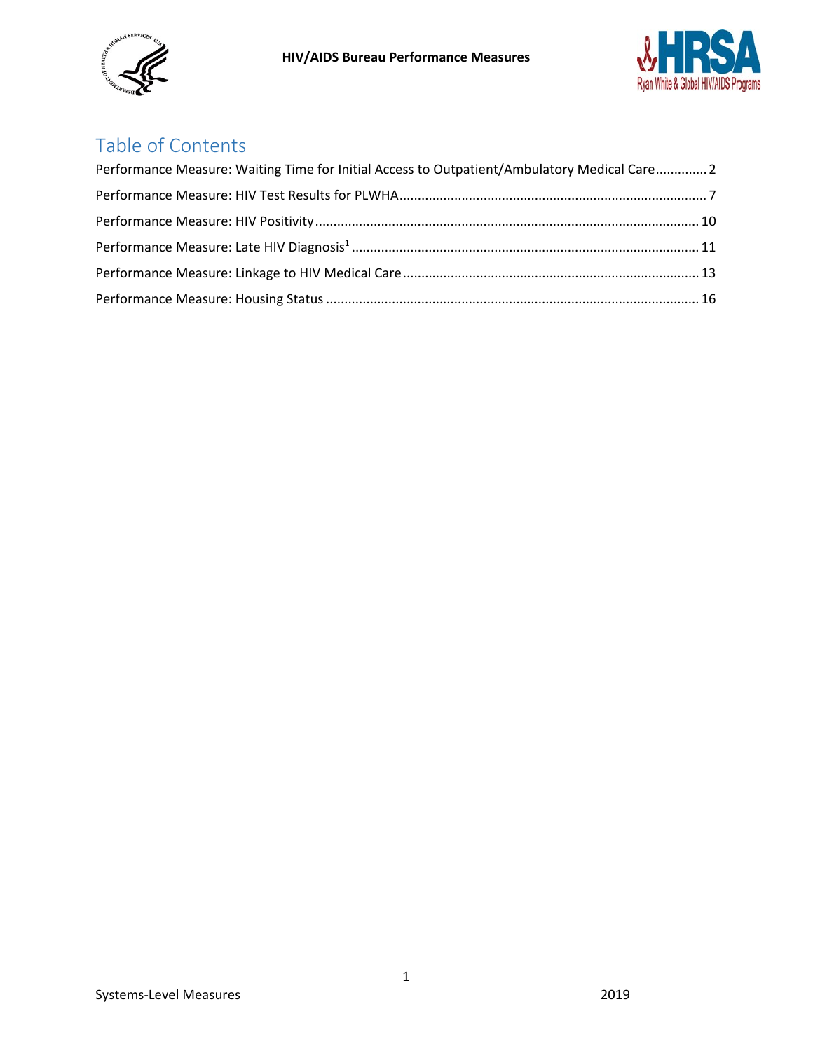# Table of Contents

Performance Measure: Waiting Time for Initial Access to Outpatient/Ambulatory Medical Care ............. 2

Performance Measure: HIV Test Results for PLWHA ................................................................................ 7

Performance Measure: HIV Positivity ........................................................................................................ 10

Performance Measure: Late HIV Diagnosis[1] ............................................................................................ 11

Performance Measure: Linkage to HIV Medical Care ................................................................................ 13

Performance Measure: Housing Status ...................................................................................................... 16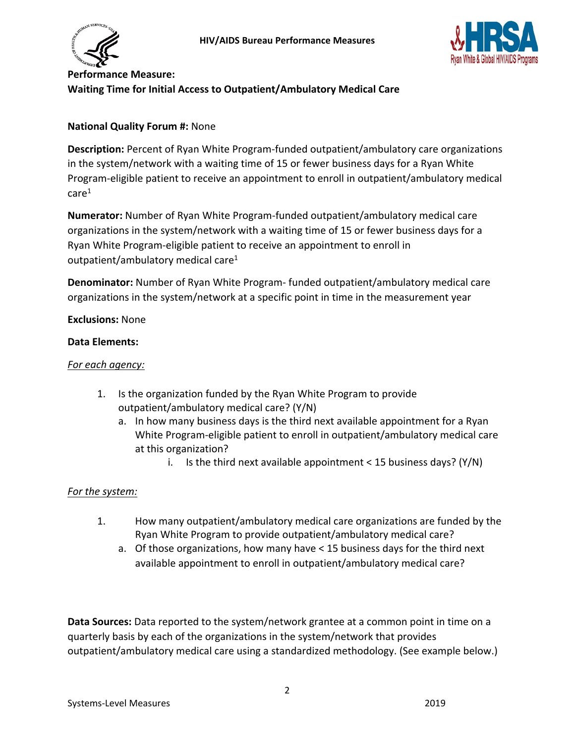**Performance Measure:**
**Waiting Time for Initial Access to Outpatient/Ambulatory Medical Care**

**National Quality Forum #:** None

**Description:** Percent of Ryan White Program-funded outpatient/ambulatory care organizations in the system/network with a waiting time of 15 or fewer business days for a Ryan White Program-eligible patient to receive an appointment to enroll in outpatient/ambulatory medical care[1]

**Numerator:** Number of Ryan White Program-funded outpatient/ambulatory medical care organizations in the system/network with a waiting time of 15 or fewer business days for a Ryan White Program-eligible patient to receive an appointment to enroll in outpatient/ambulatory medical care[1]

**Denominator:** Number of Ryan White Program- funded outpatient/ambulatory medical care organizations in the system/network at a specific point in time in the measurement year

**Exclusions:** None

**Data Elements:**

*For each agency:*

1. Is the organization funded by the Ryan White Program to provide outpatient/ambulatory medical care? (Y/N)
   a. In how many business days is the third next available appointment for a Ryan White Program-eligible patient to enroll in outpatient/ambulatory medical care at this organization?
      i. Is the third next available appointment < 15 business days? (Y/N)

*For the system:*

1. How many outpatient/ambulatory medical care organizations are funded by the Ryan White Program to provide outpatient/ambulatory medical care?
   a. Of those organizations, how many have < 15 business days for the third next available appointment to enroll in outpatient/ambulatory medical care?

**Data Sources:** Data reported to the system/network grantee at a common point in time on a quarterly basis by each of the organizations in the system/network that provides outpatient/ambulatory medical care using a standardized methodology. (See example below.)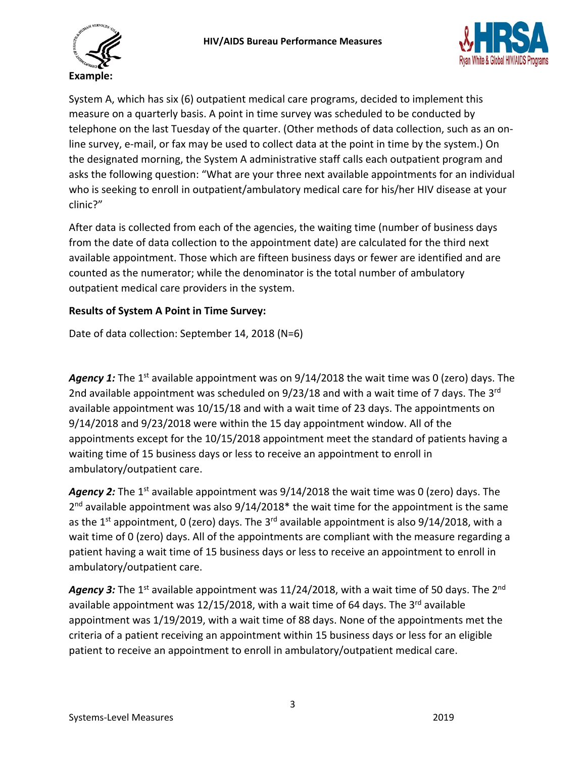**Example:**

System A, which has six (6) outpatient medical care programs, decided to implement this measure on a quarterly basis. A point in time survey was scheduled to be conducted by telephone on the last Tuesday of the quarter. (Other methods of data collection, such as an on-line survey, e-mail, or fax may be used to collect data at the point in time by the system.) On the designated morning, the System A administrative staff calls each outpatient program and asks the following question: "What are your three next available appointments for an individual who is seeking to enroll in outpatient/ambulatory medical care for his/her HIV disease at your clinic?"

After data is collected from each of the agencies, the waiting time (number of business days from the date of data collection to the appointment date) are calculated for the third next available appointment. Those which are fifteen business days or fewer are identified and are counted as the numerator; while the denominator is the total number of ambulatory outpatient medical care providers in the system.

**Results of System A Point in Time Survey:**

Date of data collection: September 14, 2018 (N=6)

***Agency 1:*** The 1st available appointment was on 9/14/2018 the wait time was 0 (zero) days. The 2nd available appointment was scheduled on 9/23/18 and with a wait time of 7 days. The 3rd available appointment was 10/15/18 and with a wait time of 23 days. The appointments on 9/14/2018 and 9/23/2018 were within the 15 day appointment window. All of the appointments except for the 10/15/2018 appointment meet the standard of patients having a waiting time of 15 business days or less to receive an appointment to enroll in ambulatory/outpatient care.

***Agency 2:*** The 1st available appointment was 9/14/2018 the wait time was 0 (zero) days. The 2nd available appointment was also 9/14/2018* the wait time for the appointment is the same as the 1st appointment, 0 (zero) days. The 3rd available appointment is also 9/14/2018, with a wait time of 0 (zero) days. All of the appointments are compliant with the measure regarding a patient having a wait time of 15 business days or less to receive an appointment to enroll in ambulatory/outpatient care.

***Agency 3:*** The 1st available appointment was 11/24/2018, with a wait time of 50 days. The 2nd available appointment was 12/15/2018, with a wait time of 64 days. The 3rd available appointment was 1/19/2019, with a wait time of 88 days. None of the appointments met the criteria of a patient receiving an appointment within 15 business days or less for an eligible patient to receive an appointment to enroll in ambulatory/outpatient medical care.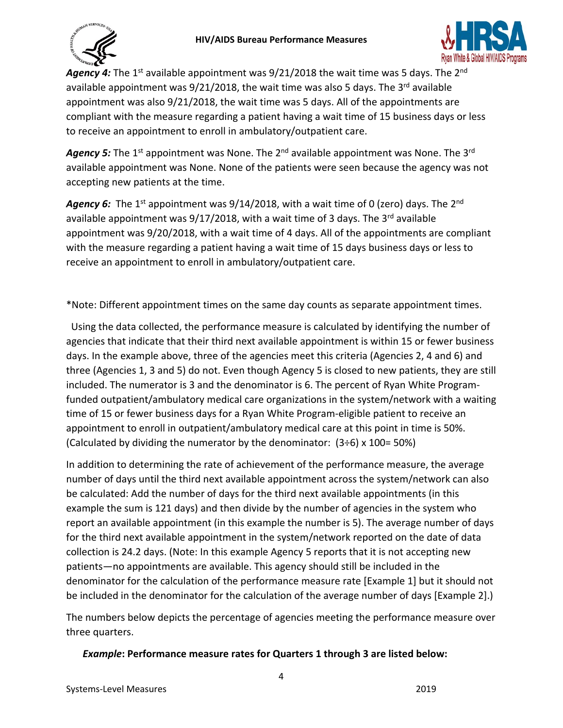***Agency 4:*** The 1st available appointment was 9/21/2018 the wait time was 5 days. The 2nd available appointment was 9/21/2018, the wait time was also 5 days. The 3rd available appointment was also 9/21/2018, the wait time was 5 days. All of the appointments are compliant with the measure regarding a patient having a wait time of 15 business days or less to receive an appointment to enroll in ambulatory/outpatient care.

***Agency 5:*** The 1st appointment was None. The 2nd available appointment was None. The 3rd available appointment was None. None of the patients were seen because the agency was not accepting new patients at the time.

***Agency 6:*** The 1st appointment was 9/14/2018, with a wait time of 0 (zero) days. The 2nd available appointment was 9/17/2018, with a wait time of 3 days. The 3rd available appointment was 9/20/2018, with a wait time of 4 days. All of the appointments are compliant with the measure regarding a patient having a wait time of 15 days business days or less to receive an appointment to enroll in ambulatory/outpatient care.

*Note: Different appointment times on the same day counts as separate appointment times.

Using the data collected, the performance measure is calculated by identifying the number of agencies that indicate that their third next available appointment is within 15 or fewer business days. In the example above, three of the agencies meet this criteria (Agencies 2, 4 and 6) and three (Agencies 1, 3 and 5) do not. Even though Agency 5 is closed to new patients, they are still included. The numerator is 3 and the denominator is 6. The percent of Ryan White Program-funded outpatient/ambulatory medical care organizations in the system/network with a waiting time of 15 or fewer business days for a Ryan White Program-eligible patient to receive an appointment to enroll in outpatient/ambulatory medical care at this point in time is 50%. (Calculated by dividing the numerator by the denominator: $(3 \div 6) \times 100 = 50\%$)

In addition to determining the rate of achievement of the performance measure, the average number of days until the third next available appointment across the system/network can also be calculated: Add the number of days for the third next available appointments (in this example the sum is 121 days) and then divide by the number of agencies in the system who report an available appointment (in this example the number is 5). The average number of days for the third next available appointment in the system/network reported on the date of data collection is 24.2 days. (Note: In this example Agency 5 reports that it is not accepting new patients—no appointments are available. This agency should still be included in the denominator for the calculation of the performance measure rate [Example 1] but it should not be included in the denominator for the calculation of the average number of days [Example 2].)

The numbers below depicts the percentage of agencies meeting the performance measure over three quarters.

***Example*: Performance measure rates for Quarters 1 through 3 are listed below:**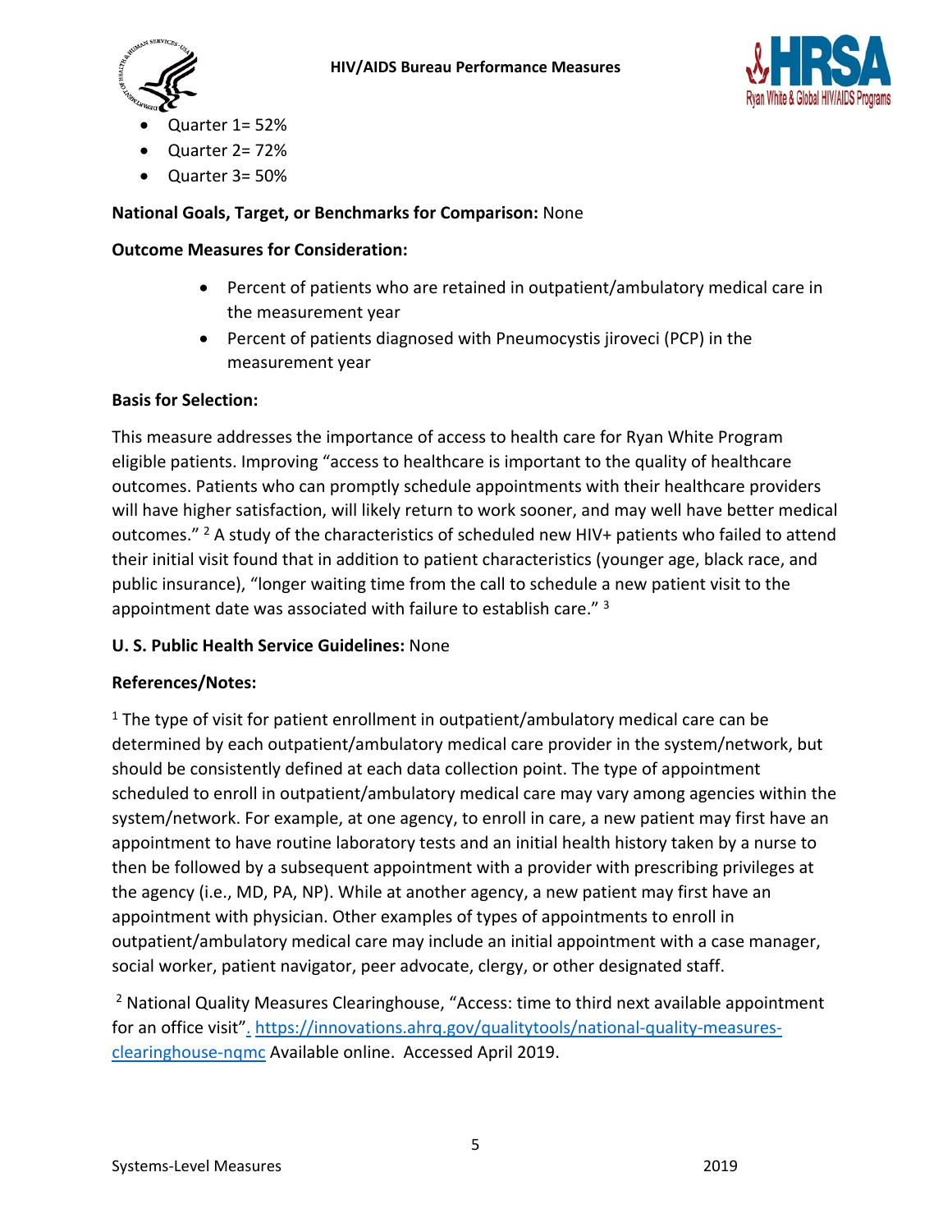- Quarter 1= 52%
- Quarter 2= 72%
- Quarter 3= 50%

**National Goals, Target, or Benchmarks for Comparison:** None

**Outcome Measures for Consideration:**

- Percent of patients who are retained in outpatient/ambulatory medical care in the measurement year
- Percent of patients diagnosed with Pneumocystis jiroveci (PCP) in the measurement year

**Basis for Selection:**

This measure addresses the importance of access to health care for Ryan White Program eligible patients. Improving "access to healthcare is important to the quality of healthcare outcomes. Patients who can promptly schedule appointments with their healthcare providers will have higher satisfaction, will likely return to work sooner, and may well have better medical outcomes." [2] A study of the characteristics of scheduled new HIV+ patients who failed to attend their initial visit found that in addition to patient characteristics (younger age, black race, and public insurance), "longer waiting time from the call to schedule a new patient visit to the appointment date was associated with failure to establish care." [3]

**U. S. Public Health Service Guidelines:** None

**References/Notes:**

[1] The type of visit for patient enrollment in outpatient/ambulatory medical care can be determined by each outpatient/ambulatory medical care provider in the system/network, but should be consistently defined at each data collection point. The type of appointment scheduled to enroll in outpatient/ambulatory medical care may vary among agencies within the system/network. For example, at one agency, to enroll in care, a new patient may first have an appointment to have routine laboratory tests and an initial health history taken by a nurse to then be followed by a subsequent appointment with a provider with prescribing privileges at the agency (i.e., MD, PA, NP). While at another agency, a new patient may first have an appointment with physician. Other examples of types of appointments to enroll in outpatient/ambulatory medical care may include an initial appointment with a case manager, social worker, patient navigator, peer advocate, clergy, or other designated staff.

[2] National Quality Measures Clearinghouse, "Access: time to third next available appointment for an office visit". https://innovations.ahrq.gov/qualitytools/national-quality-measures-clearinghouse-nqmc Available online. Accessed April 2019.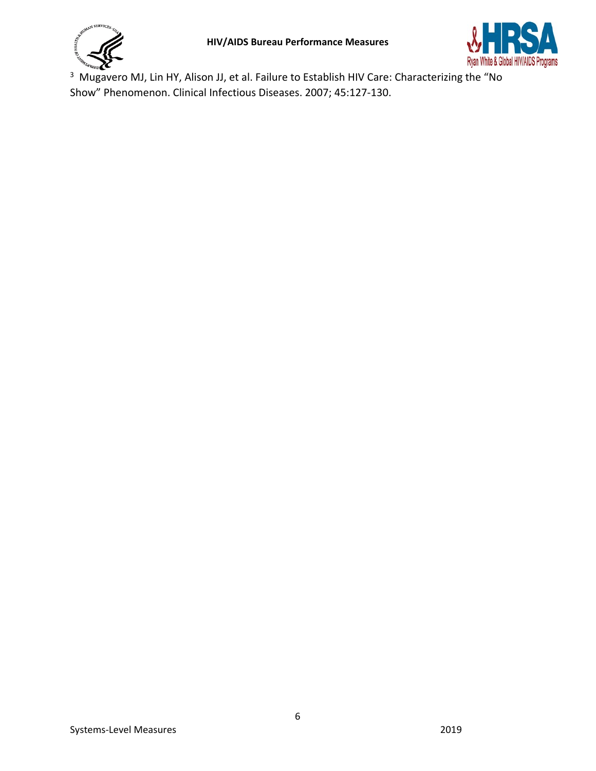[3] Mugavero MJ, Lin HY, Alison JJ, et al. Failure to Establish HIV Care: Characterizing the “No Show” Phenomenon. Clinical Infectious Diseases. 2007; 45:127-130.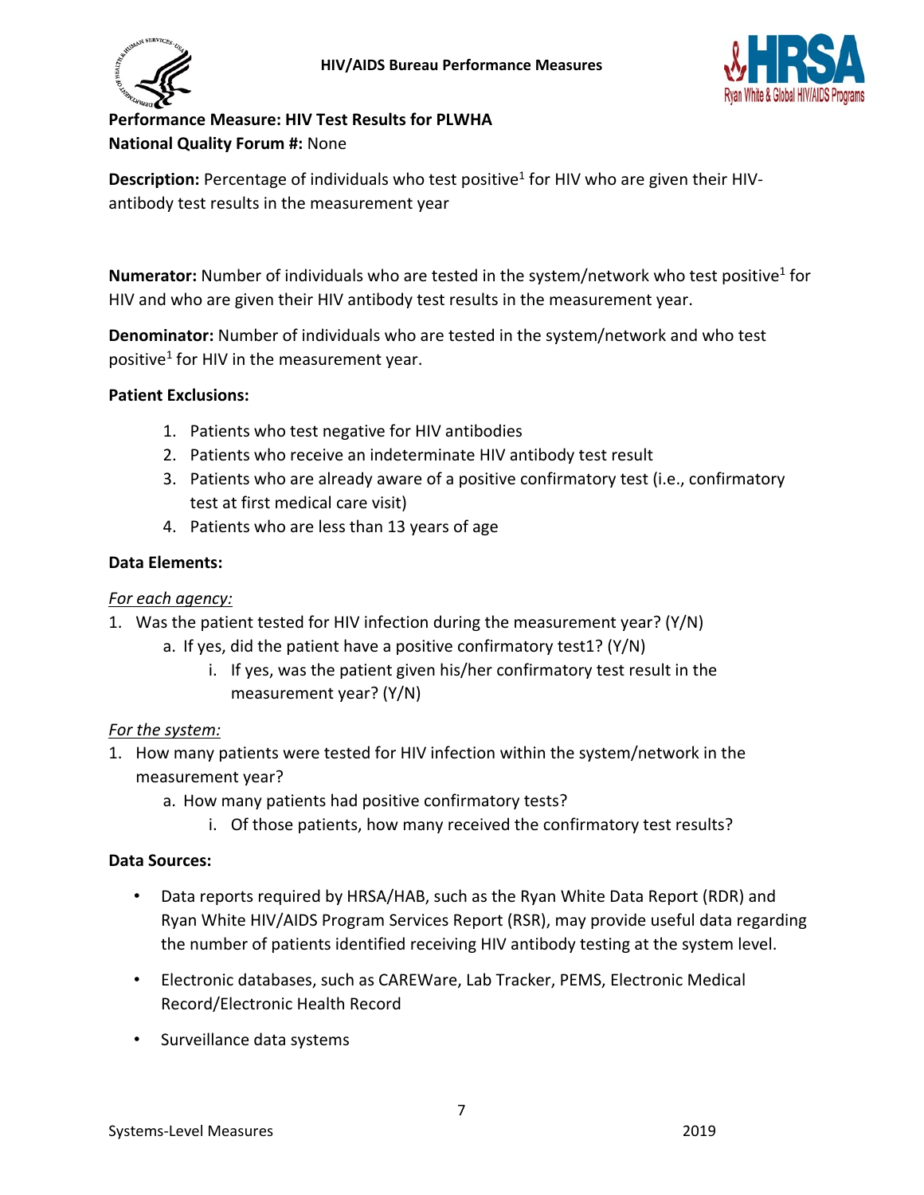**Performance Measure: HIV Test Results for PLWHA**
**National Quality Forum #:** None

**Description:** Percentage of individuals who test positive[1] for HIV who are given their HIV-antibody test results in the measurement year

**Numerator:** Number of individuals who are tested in the system/network who test positive[1] for HIV and who are given their HIV antibody test results in the measurement year.

**Denominator:** Number of individuals who are tested in the system/network and who test positive[1] for HIV in the measurement year.

**Patient Exclusions:**

1. Patients who test negative for HIV antibodies
2. Patients who receive an indeterminate HIV antibody test result
3. Patients who are already aware of a positive confirmatory test (i.e., confirmatory test at first medical care visit)
4. Patients who are less than 13 years of age

**Data Elements:**

*For each agency:*

1. Was the patient tested for HIV infection during the measurement year? (Y/N)
    a. If yes, did the patient have a positive confirmatory test1? (Y/N)
        i. If yes, was the patient given his/her confirmatory test result in the measurement year? (Y/N)

*For the system:*

1. How many patients were tested for HIV infection within the system/network in the measurement year?
    a. How many patients had positive confirmatory tests?
        i. Of those patients, how many received the confirmatory test results?

**Data Sources:**

- Data reports required by HRSA/HAB, such as the Ryan White Data Report (RDR) and Ryan White HIV/AIDS Program Services Report (RSR), may provide useful data regarding the number of patients identified receiving HIV antibody testing at the system level.
- Electronic databases, such as CAREWare, Lab Tracker, PEMS, Electronic Medical Record/Electronic Health Record
- Surveillance data systems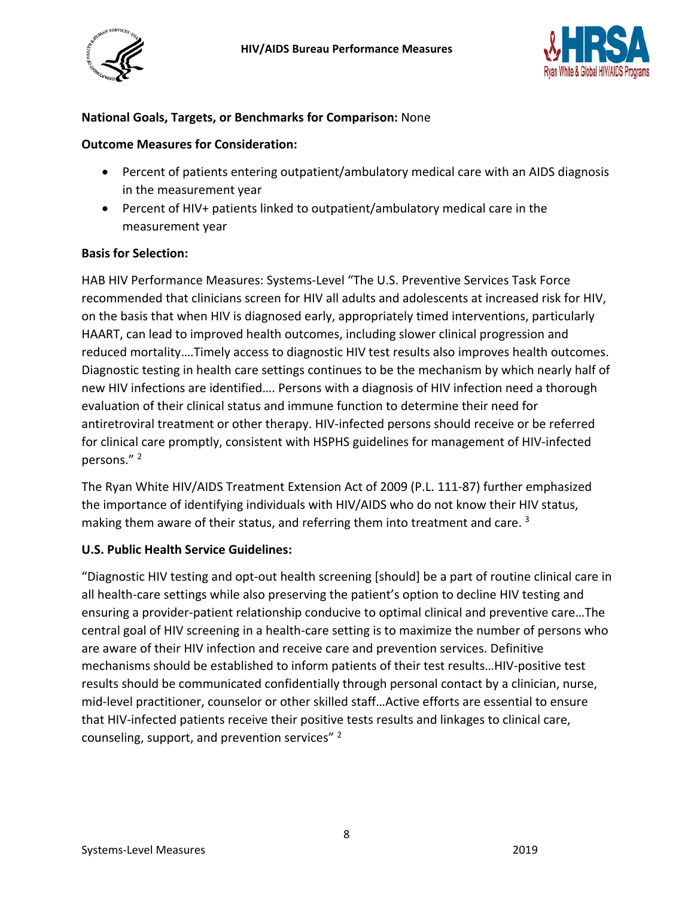**National Goals, Targets, or Benchmarks for Comparison:** None

**Outcome Measures for Consideration:**

- Percent of patients entering outpatient/ambulatory medical care with an AIDS diagnosis in the measurement year
- Percent of HIV+ patients linked to outpatient/ambulatory medical care in the measurement year

**Basis for Selection:**

HAB HIV Performance Measures: Systems-Level "The U.S. Preventive Services Task Force recommended that clinicians screen for HIV all adults and adolescents at increased risk for HIV, on the basis that when HIV is diagnosed early, appropriately timed interventions, particularly HAART, can lead to improved health outcomes, including slower clinical progression and reduced mortality….Timely access to diagnostic HIV test results also improves health outcomes. Diagnostic testing in health care settings continues to be the mechanism by which nearly half of new HIV infections are identified…. Persons with a diagnosis of HIV infection need a thorough evaluation of their clinical status and immune function to determine their need for antiretroviral treatment or other therapy. HIV-infected persons should receive or be referred for clinical care promptly, consistent with HSPHS guidelines for management of HIV-infected persons." [2]

The Ryan White HIV/AIDS Treatment Extension Act of 2009 (P.L. 111-87) further emphasized the importance of identifying individuals with HIV/AIDS who do not know their HIV status, making them aware of their status, and referring them into treatment and care. [3]

**U.S. Public Health Service Guidelines:**

"Diagnostic HIV testing and opt-out health screening [should] be a part of routine clinical care in all health-care settings while also preserving the patient's option to decline HIV testing and ensuring a provider-patient relationship conducive to optimal clinical and preventive care…The central goal of HIV screening in a health-care setting is to maximize the number of persons who are aware of their HIV infection and receive care and prevention services. Definitive mechanisms should be established to inform patients of their test results…HIV-positive test results should be communicated confidentially through personal contact by a clinician, nurse, mid-level practitioner, counselor or other skilled staff…Active efforts are essential to ensure that HIV-infected patients receive their positive tests results and linkages to clinical care, counseling, support, and prevention services" [2]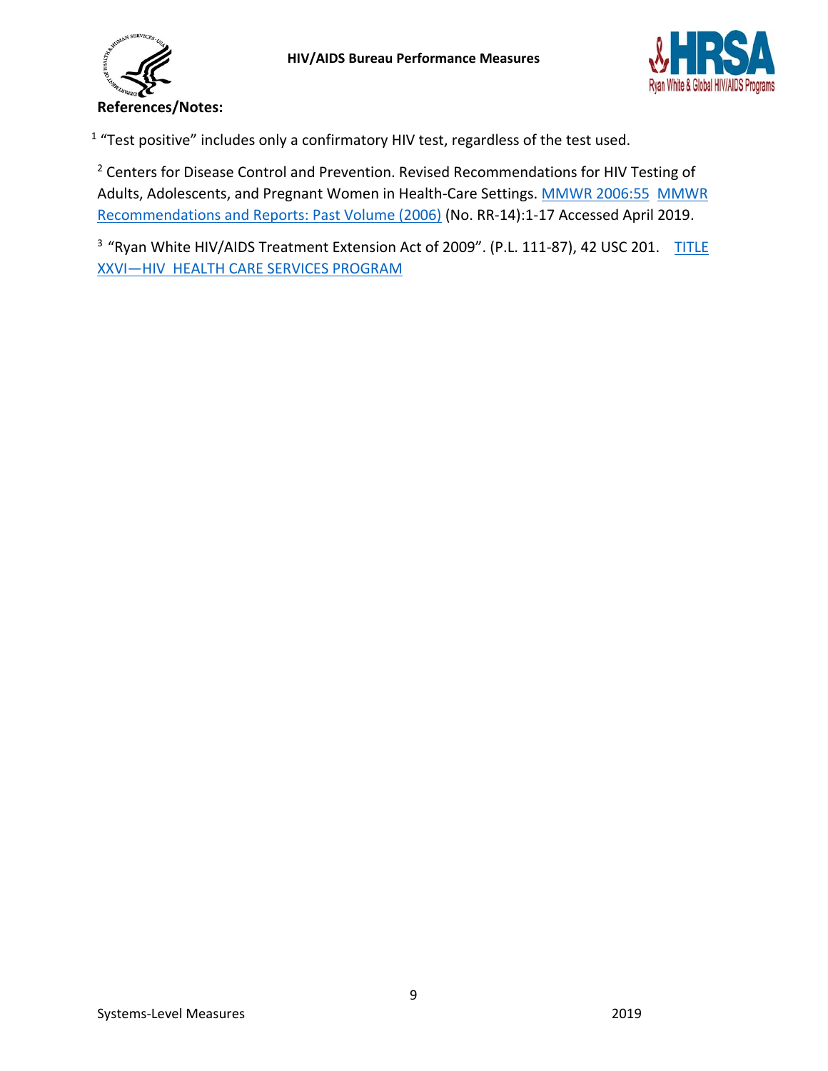**References/Notes:**

[1] "Test positive" includes only a confirmatory HIV test, regardless of the test used.

[2] Centers for Disease Control and Prevention. Revised Recommendations for HIV Testing of Adults, Adolescents, and Pregnant Women in Health-Care Settings. MMWR 2006:55 MMWR Recommendations and Reports: Past Volume (2006) (No. RR-14):1-17 Accessed April 2019.

[3] "Ryan White HIV/AIDS Treatment Extension Act of 2009". (P.L. 111-87), 42 USC 201. TITLE XXVI—HIV HEALTH CARE SERVICES PROGRAM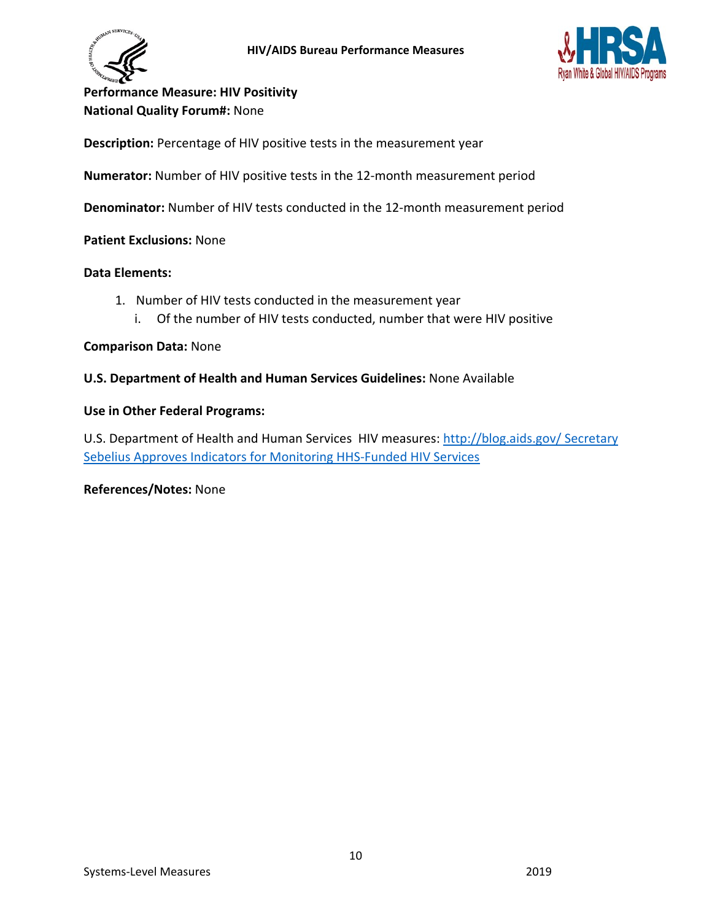**Performance Measure: HIV Positivity**
**National Quality Forum#:** None

**Description:** Percentage of HIV positive tests in the measurement year

**Numerator:** Number of HIV positive tests in the 12-month measurement period

**Denominator:** Number of HIV tests conducted in the 12-month measurement period

**Patient Exclusions:** None

**Data Elements:**

1. Number of HIV tests conducted in the measurement year
   i. Of the number of HIV tests conducted, number that were HIV positive

**Comparison Data:** None

**U.S. Department of Health and Human Services Guidelines:** None Available

**Use in Other Federal Programs:**

U.S. Department of Health and Human Services HIV measures: [http://blog.aids.gov/ Secretary Sebelius Approves Indicators for Monitoring HHS-Funded HIV Services](http://blog.aids.gov/)

**References/Notes:** None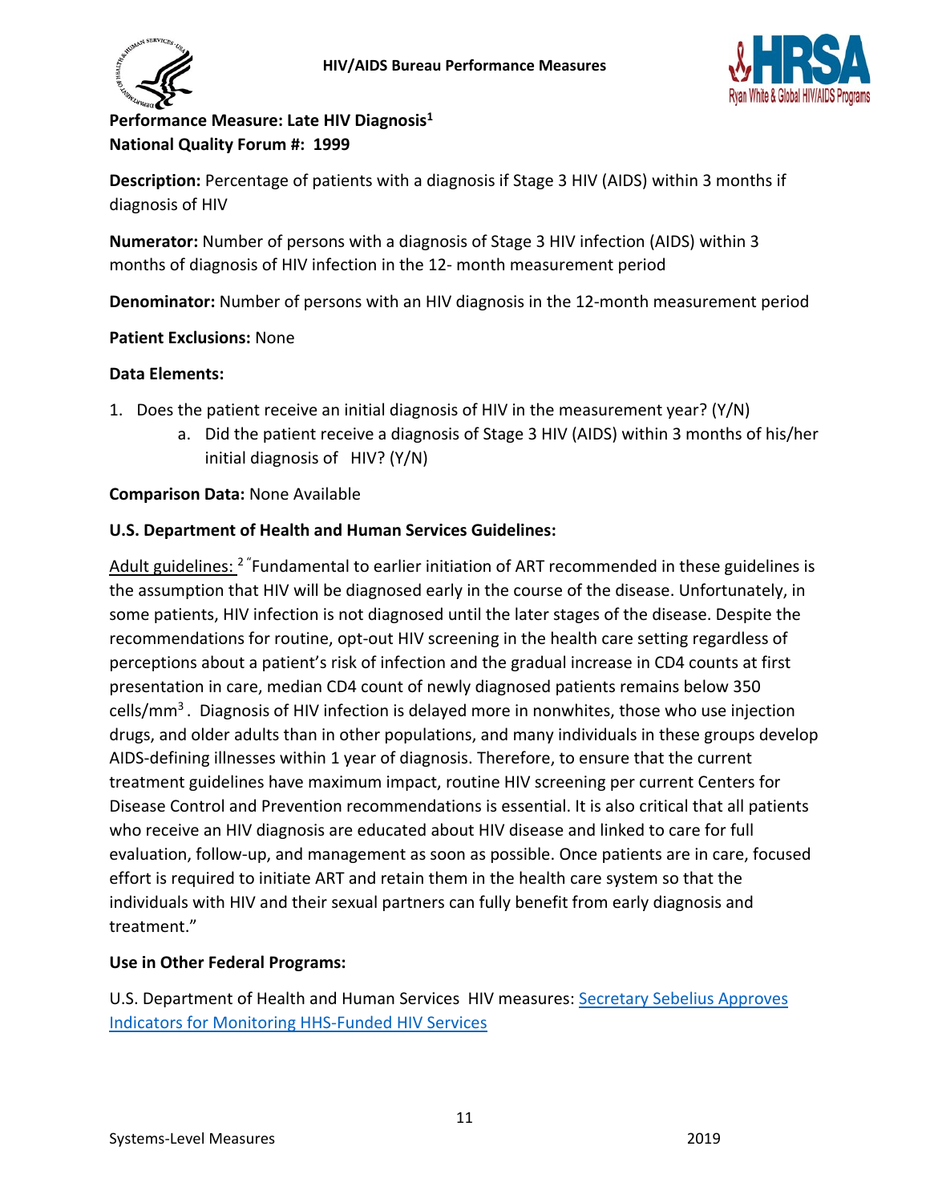**Performance Measure: Late HIV Diagnosis[1]**
**National Quality Forum #: 1999**

**Description:** Percentage of patients with a diagnosis if Stage 3 HIV (AIDS) within 3 months if diagnosis of HIV

**Numerator:** Number of persons with a diagnosis of Stage 3 HIV infection (AIDS) within 3 months of diagnosis of HIV infection in the 12- month measurement period

**Denominator:** Number of persons with an HIV diagnosis in the 12-month measurement period

**Patient Exclusions:** None

**Data Elements:**

1. Does the patient receive an initial diagnosis of HIV in the measurement year? (Y/N)
    a. Did the patient receive a diagnosis of Stage 3 HIV (AIDS) within 3 months of his/her initial diagnosis of HIV? (Y/N)

**Comparison Data:** None Available

**U.S. Department of Health and Human Services Guidelines:**

Adult guidelines: [2] "Fundamental to earlier initiation of ART recommended in these guidelines is the assumption that HIV will be diagnosed early in the course of the disease. Unfortunately, in some patients, HIV infection is not diagnosed until the later stages of the disease. Despite the recommendations for routine, opt-out HIV screening in the health care setting regardless of perceptions about a patient's risk of infection and the gradual increase in CD4 counts at first presentation in care, median CD4 count of newly diagnosed patients remains below 350 cells/mm$^3$. Diagnosis of HIV infection is delayed more in nonwhites, those who use injection drugs, and older adults than in other populations, and many individuals in these groups develop AIDS-defining illnesses within 1 year of diagnosis. Therefore, to ensure that the current treatment guidelines have maximum impact, routine HIV screening per current Centers for Disease Control and Prevention recommendations is essential. It is also critical that all patients who receive an HIV diagnosis are educated about HIV disease and linked to care for full evaluation, follow-up, and management as soon as possible. Once patients are in care, focused effort is required to initiate ART and retain them in the health care system so that the individuals with HIV and their sexual partners can fully benefit from early diagnosis and treatment."

**Use in Other Federal Programs:**

U.S. Department of Health and Human Services HIV measures: [Secretary Sebelius Approves Indicators for Monitoring HHS-Funded HIV Services]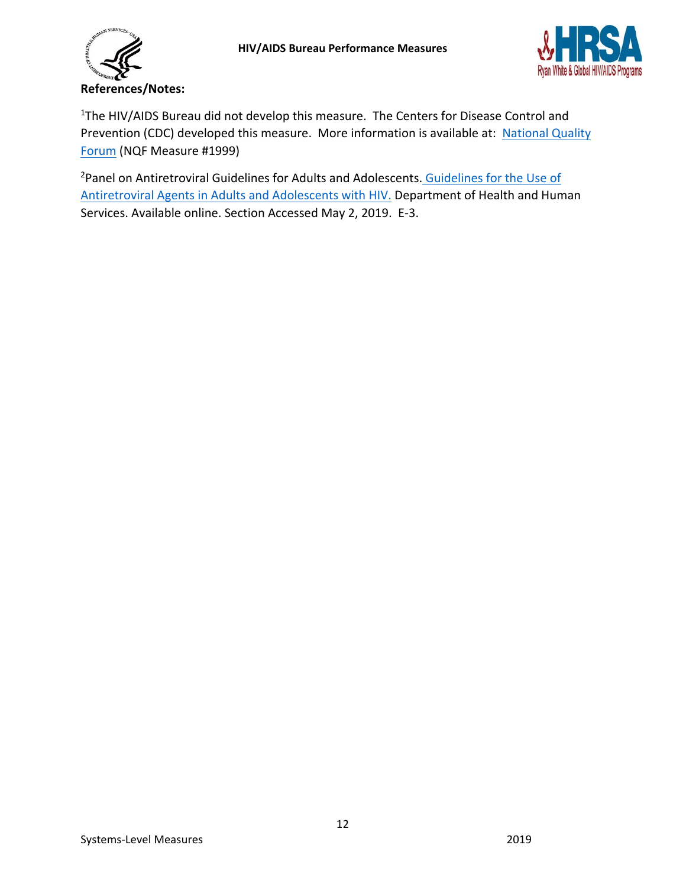**References/Notes:**

[1]The HIV/AIDS Bureau did not develop this measure. The Centers for Disease Control and Prevention (CDC) developed this measure. More information is available at: National Quality Forum (NQF Measure #1999)

[2]Panel on Antiretroviral Guidelines for Adults and Adolescents. Guidelines for the Use of Antiretroviral Agents in Adults and Adolescents with HIV. Department of Health and Human Services. Available online. Section Accessed May 2, 2019. E-3.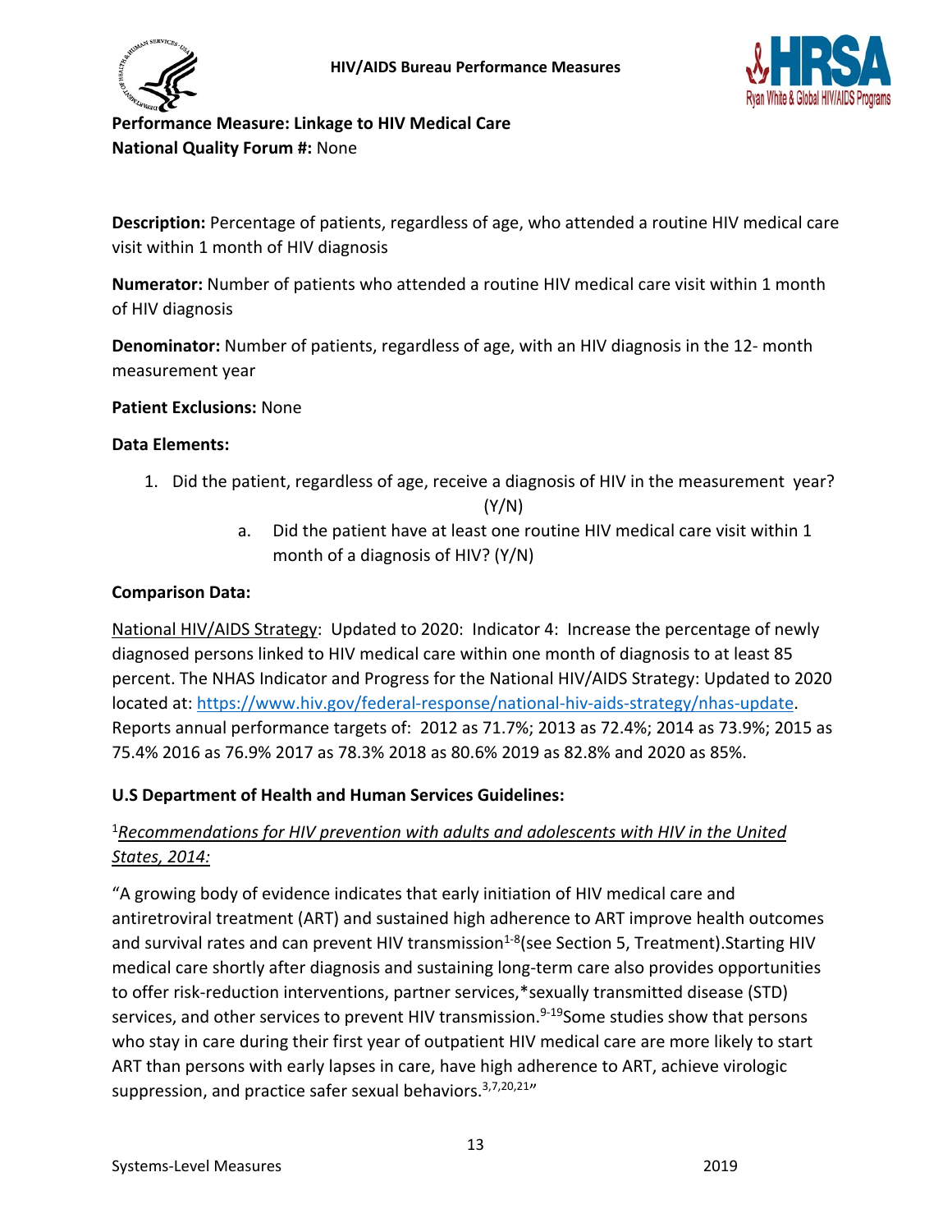**Performance Measure: Linkage to HIV Medical Care**
**National Quality Forum #:** None

**Description:** Percentage of patients, regardless of age, who attended a routine HIV medical care visit within 1 month of HIV diagnosis

**Numerator:** Number of patients who attended a routine HIV medical care visit within 1 month of HIV diagnosis

**Denominator:** Number of patients, regardless of age, with an HIV diagnosis in the 12- month measurement year

**Patient Exclusions:** None

**Data Elements:**

1. Did the patient, regardless of age, receive a diagnosis of HIV in the measurement year? (Y/N)
   a. Did the patient have at least one routine HIV medical care visit within 1 month of a diagnosis of HIV? (Y/N)

**Comparison Data:**

National HIV/AIDS Strategy: Updated to 2020: Indicator 4: Increase the percentage of newly diagnosed persons linked to HIV medical care within one month of diagnosis to at least 85 percent. The NHAS Indicator and Progress for the National HIV/AIDS Strategy: Updated to 2020 located at: https://www.hiv.gov/federal-response/national-hiv-aids-strategy/nhas-update. Reports annual performance targets of: 2012 as 71.7%; 2013 as 72.4%; 2014 as 73.9%; 2015 as 75.4% 2016 as 76.9% 2017 as 78.3% 2018 as 80.6% 2019 as 82.8% and 2020 as 85%.

**U.S Department of Health and Human Services Guidelines:**

[1]*Recommendations for HIV prevention with adults and adolescents with HIV in the United States, 2014:*

"A growing body of evidence indicates that early initiation of HIV medical care and antiretroviral treatment (ART) and sustained high adherence to ART improve health outcomes and survival rates and can prevent HIV transmission[1-8](see Section 5, Treatment).Starting HIV medical care shortly after diagnosis and sustaining long-term care also provides opportunities to offer risk-reduction interventions, partner services,*sexually transmitted disease (STD) services, and other services to prevent HIV transmission.[9-19]Some studies show that persons who stay in care during their first year of outpatient HIV medical care are more likely to start ART than persons with early lapses in care, have high adherence to ART, achieve virologic suppression, and practice safer sexual behaviors.[3,7,20,21]"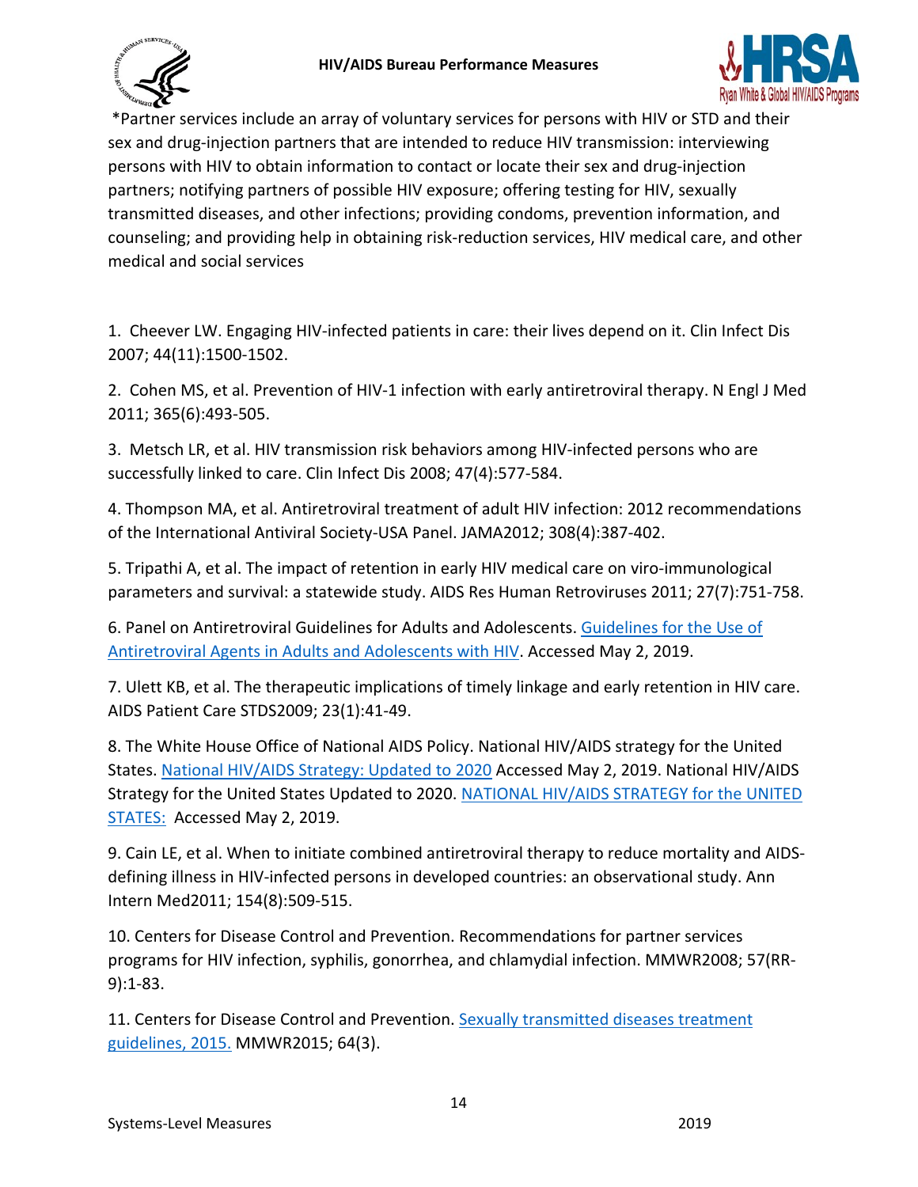*Partner services include an array of voluntary services for persons with HIV or STD and their sex and drug-injection partners that are intended to reduce HIV transmission: interviewing persons with HIV to obtain information to contact or locate their sex and drug-injection partners; notifying partners of possible HIV exposure; offering testing for HIV, sexually transmitted diseases, and other infections; providing condoms, prevention information, and counseling; and providing help in obtaining risk-reduction services, HIV medical care, and other medical and social services

1. Cheever LW. Engaging HIV-infected patients in care: their lives depend on it. Clin Infect Dis 2007; 44(11):1500-1502.

2. Cohen MS, et al. Prevention of HIV-1 infection with early antiretroviral therapy. N Engl J Med 2011; 365(6):493-505.

3. Metsch LR, et al. HIV transmission risk behaviors among HIV-infected persons who are successfully linked to care. Clin Infect Dis 2008; 47(4):577-584.

4. Thompson MA, et al. Antiretroviral treatment of adult HIV infection: 2012 recommendations of the International Antiviral Society-USA Panel. JAMA2012; 308(4):387-402.

5. Tripathi A, et al. The impact of retention in early HIV medical care on viro-immunological parameters and survival: a statewide study. AIDS Res Human Retroviruses 2011; 27(7):751-758.

6. Panel on Antiretroviral Guidelines for Adults and Adolescents. Guidelines for the Use of Antiretroviral Agents in Adults and Adolescents with HIV. Accessed May 2, 2019.

7. Ulett KB, et al. The therapeutic implications of timely linkage and early retention in HIV care. AIDS Patient Care STDS2009; 23(1):41-49.

8. The White House Office of National AIDS Policy. National HIV/AIDS strategy for the United States. National HIV/AIDS Strategy: Updated to 2020 Accessed May 2, 2019. National HIV/AIDS Strategy for the United States Updated to 2020. NATIONAL HIV/AIDS STRATEGY for the UNITED STATES: Accessed May 2, 2019.

9. Cain LE, et al. When to initiate combined antiretroviral therapy to reduce mortality and AIDS-defining illness in HIV-infected persons in developed countries: an observational study. Ann Intern Med2011; 154(8):509-515.

10. Centers for Disease Control and Prevention. Recommendations for partner services programs for HIV infection, syphilis, gonorrhea, and chlamydial infection. MMWR2008; 57(RR-9):1-83.

11. Centers for Disease Control and Prevention. Sexually transmitted diseases treatment guidelines, 2015. MMWR2015; 64(3).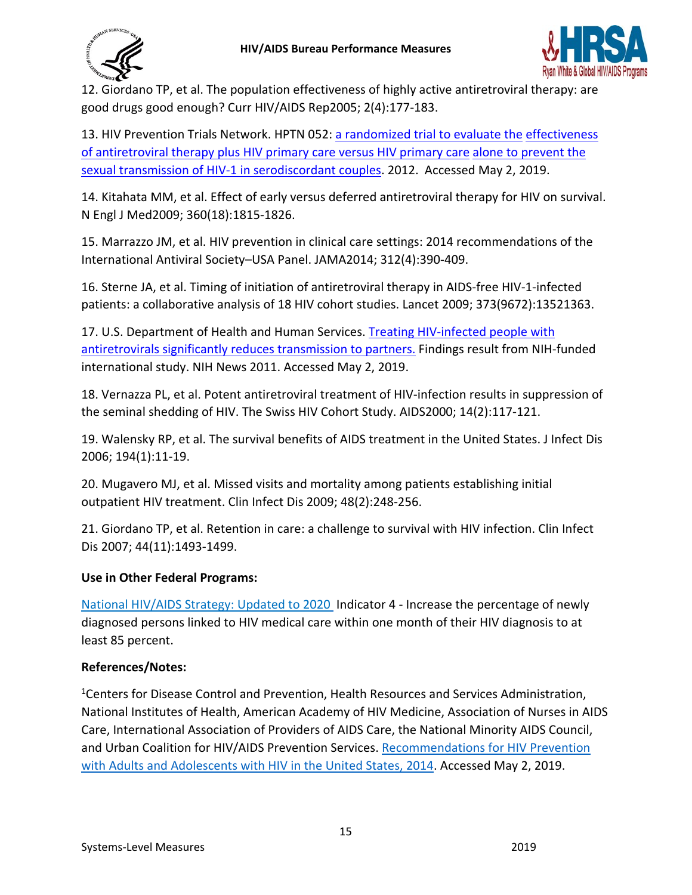12. Giordano TP, et al. The population effectiveness of highly active antiretroviral therapy: are good drugs good enough? Curr HIV/AIDS Rep2005; 2(4):177-183.

13. HIV Prevention Trials Network. HPTN 052: a randomized trial to evaluate the effectiveness of antiretroviral therapy plus HIV primary care versus HIV primary care alone to prevent the sexual transmission of HIV-1 in serodiscordant couples. 2012. Accessed May 2, 2019.

14. Kitahata MM, et al. Effect of early versus deferred antiretroviral therapy for HIV on survival. N Engl J Med2009; 360(18):1815-1826.

15. Marrazzo JM, et al. HIV prevention in clinical care settings: 2014 recommendations of the International Antiviral Society–USA Panel. JAMA2014; 312(4):390-409.

16. Sterne JA, et al. Timing of initiation of antiretroviral therapy in AIDS-free HIV-1-infected patients: a collaborative analysis of 18 HIV cohort studies. Lancet 2009; 373(9672):13521363.

17. U.S. Department of Health and Human Services. Treating HIV-infected people with antiretrovirals significantly reduces transmission to partners. Findings result from NIH-funded international study. NIH News 2011. Accessed May 2, 2019.

18. Vernazza PL, et al. Potent antiretroviral treatment of HIV-infection results in suppression of the seminal shedding of HIV. The Swiss HIV Cohort Study. AIDS2000; 14(2):117-121.

19. Walensky RP, et al. The survival benefits of AIDS treatment in the United States. J Infect Dis 2006; 194(1):11-19.

20. Mugavero MJ, et al. Missed visits and mortality among patients establishing initial outpatient HIV treatment. Clin Infect Dis 2009; 48(2):248-256.

21. Giordano TP, et al. Retention in care: a challenge to survival with HIV infection. Clin Infect Dis 2007; 44(11):1493-1499.

**Use in Other Federal Programs:**

National HIV/AIDS Strategy: Updated to 2020 Indicator 4 - Increase the percentage of newly diagnosed persons linked to HIV medical care within one month of their HIV diagnosis to at least 85 percent.

**References/Notes:**

[1]Centers for Disease Control and Prevention, Health Resources and Services Administration, National Institutes of Health, American Academy of HIV Medicine, Association of Nurses in AIDS Care, International Association of Providers of AIDS Care, the National Minority AIDS Council, and Urban Coalition for HIV/AIDS Prevention Services. Recommendations for HIV Prevention with Adults and Adolescents with HIV in the United States, 2014. Accessed May 2, 2019.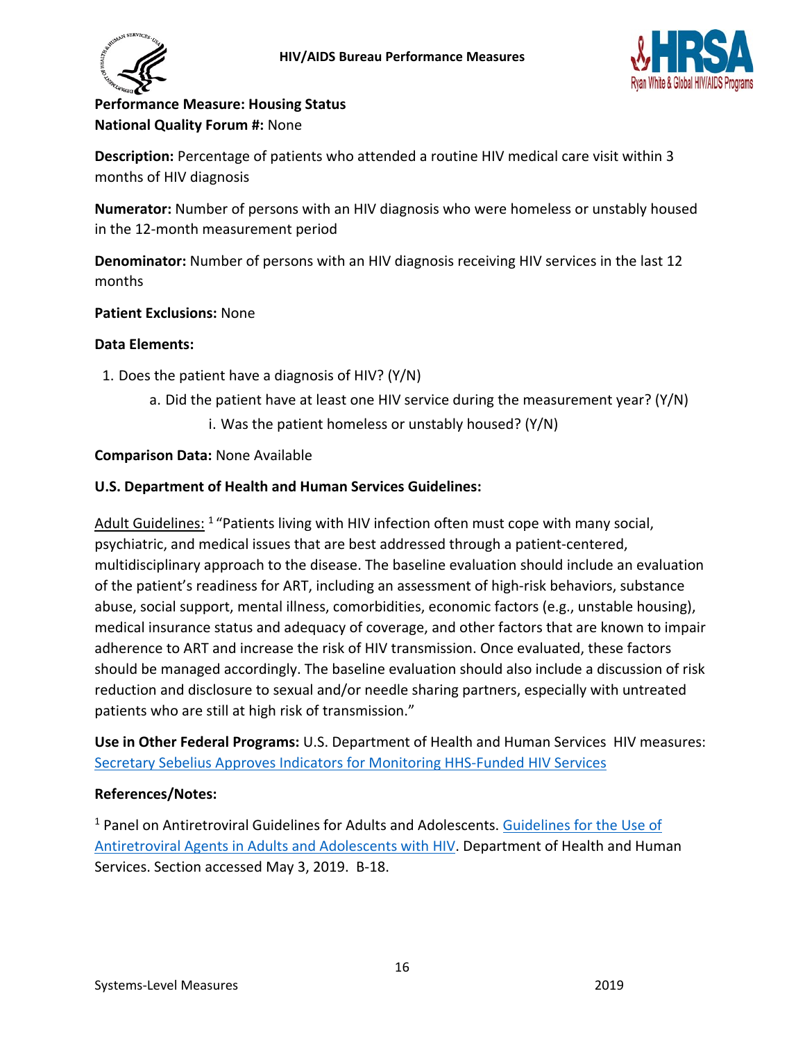**Performance Measure: Housing Status**
**National Quality Forum #:** None

**Description:** Percentage of patients who attended a routine HIV medical care visit within 3 months of HIV diagnosis

**Numerator:** Number of persons with an HIV diagnosis who were homeless or unstably housed in the 12-month measurement period

**Denominator:** Number of persons with an HIV diagnosis receiving HIV services in the last 12 months

**Patient Exclusions:** None

**Data Elements:**

1. Does the patient have a diagnosis of HIV? (Y/N)
    a. Did the patient have at least one HIV service during the measurement year? (Y/N)
        i. Was the patient homeless or unstably housed? (Y/N)

**Comparison Data:** None Available

**U.S. Department of Health and Human Services Guidelines:**

Adult Guidelines: [1] "Patients living with HIV infection often must cope with many social, psychiatric, and medical issues that are best addressed through a patient-centered, multidisciplinary approach to the disease. The baseline evaluation should include an evaluation of the patient's readiness for ART, including an assessment of high-risk behaviors, substance abuse, social support, mental illness, comorbidities, economic factors (e.g., unstable housing), medical insurance status and adequacy of coverage, and other factors that are known to impair adherence to ART and increase the risk of HIV transmission. Once evaluated, these factors should be managed accordingly. The baseline evaluation should also include a discussion of risk reduction and disclosure to sexual and/or needle sharing partners, especially with untreated patients who are still at high risk of transmission."

**Use in Other Federal Programs:** U.S. Department of Health and Human Services HIV measures: Secretary Sebelius Approves Indicators for Monitoring HHS-Funded HIV Services

**References/Notes:**

[1] Panel on Antiretroviral Guidelines for Adults and Adolescents. Guidelines for the Use of Antiretroviral Agents in Adults and Adolescents with HIV. Department of Health and Human Services. Section accessed May 3, 2019. B-18.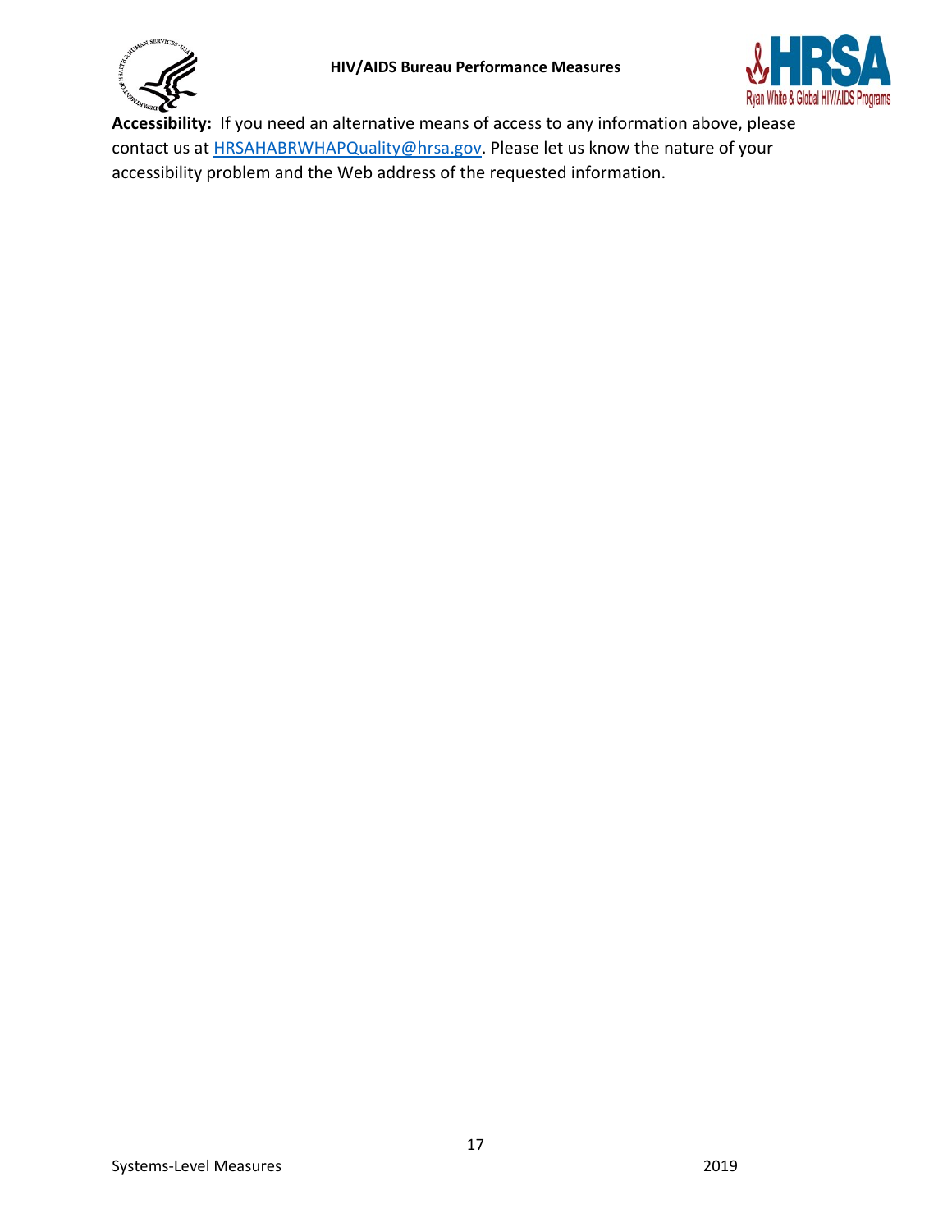**Accessibility:** If you need an alternative means of access to any information above, please contact us at [HRSAHABRWHAPQuality@hrsa.gov](mailto:HRSAHABRWHAPQuality@hrsa.gov). Please let us know the nature of your accessibility problem and the Web address of the requested information.